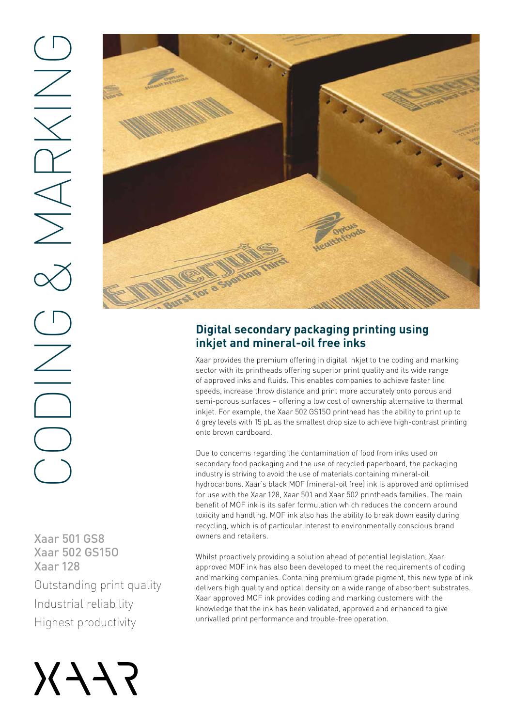# CODING & MARKING

Xaar 501 GS8
Xaar 502 GS150
Xaar 128

Outstanding print quality
Industrial reliability
Highest productivity

## Digital secondary packaging printing using inkjet and mineral-oil free inks

Xaar provides the premium offering in digital inkjet to the coding and marking sector with its printheads offering superior print quality and its wide range of approved inks and fluids. This enables companies to achieve faster line speeds, increase throw distance and print more accurately onto porous and semi-porous surfaces – offering a low cost of ownership alternative to thermal inkjet. For example, the Xaar 502 GS150 printhead has the ability to print up to 6 grey levels with 15 pL as the smallest drop size to achieve high-contrast printing onto brown cardboard.

Due to concerns regarding the contamination of food from inks used on secondary food packaging and the use of recycled paperboard, the packaging industry is striving to avoid the use of materials containing mineral-oil hydrocarbons. Xaar's black MOF (mineral-oil free) ink is approved and optimised for use with the Xaar 128, Xaar 501 and Xaar 502 printheads families. The main benefit of MOF ink is its safer formulation which reduces the concern around toxicity and handling. MOF ink also has the ability to break down easily during recycling, which is of particular interest to environmentally conscious brand owners and retailers.

Whilst proactively providing a solution ahead of potential legislation, Xaar approved MOF ink has also been developed to meet the requirements of coding and marking companies. Containing premium grade pigment, this new type of ink delivers high quality and optical density on a wide range of absorbent substrates. Xaar approved MOF ink provides coding and marking customers with the knowledge that the ink has been validated, approved and enhanced to give unrivalled print performance and trouble-free operation.

XAAR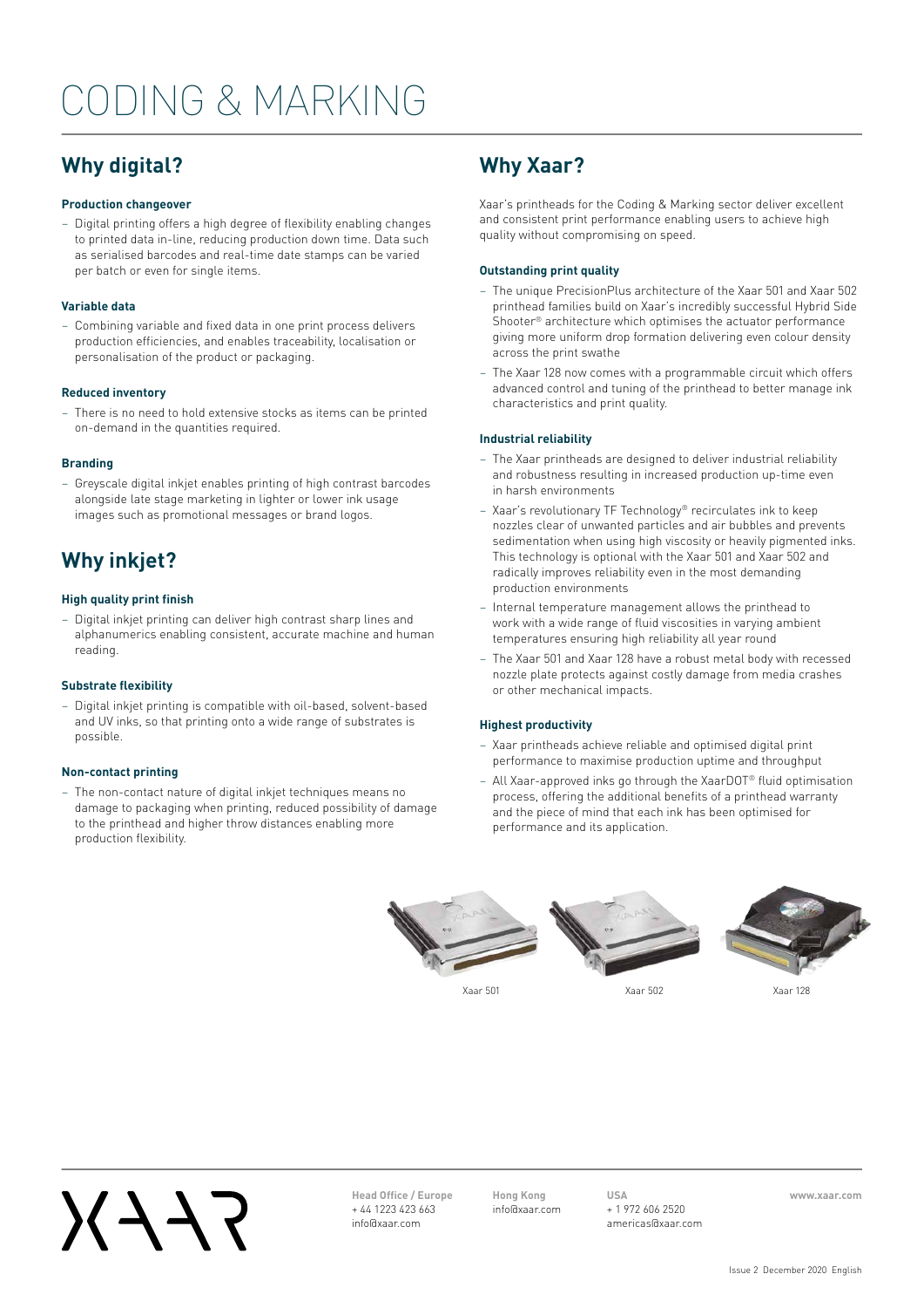# CODING & MARKING

## Why digital?

**Production changeover**

- Digital printing offers a high degree of flexibility enabling changes to printed data in-line, reducing production down time. Data such as serialised barcodes and real-time date stamps can be varied per batch or even for single items.

**Variable data**

- Combining variable and fixed data in one print process delivers production efficiencies, and enables traceability, localisation or personalisation of the product or packaging.

**Reduced inventory**

- There is no need to hold extensive stocks as items can be printed on-demand in the quantities required.

**Branding**

- Greyscale digital inkjet enables printing of high contrast barcodes alongside late stage marketing in lighter or lower ink usage images such as promotional messages or brand logos.

## Why inkjet?

**High quality print finish**

- Digital inkjet printing can deliver high contrast sharp lines and alphanumerics enabling consistent, accurate machine and human reading.

**Substrate flexibility**

- Digital inkjet printing is compatible with oil-based, solvent-based and UV inks, so that printing onto a wide range of substrates is possible.

**Non-contact printing**

- The non-contact nature of digital inkjet techniques means no damage to packaging when printing, reduced possibility of damage to the printhead and higher throw distances enabling more production flexibility.

## Why Xaar?

Xaar's printheads for the Coding & Marking sector deliver excellent and consistent print performance enabling users to achieve high quality without compromising on speed.

**Outstanding print quality**

- The unique PrecisionPlus architecture of the Xaar 501 and Xaar 502 printhead families build on Xaar's incredibly successful Hybrid Side Shooter® architecture which optimises the actuator performance giving more uniform drop formation delivering even colour density across the print swathe
- The Xaar 128 now comes with a programmable circuit which offers advanced control and tuning of the printhead to better manage ink characteristics and print quality.

**Industrial reliability**

- The Xaar printheads are designed to deliver industrial reliability and robustness resulting in increased production up-time even in harsh environments
- Xaar's revolutionary TF Technology® recirculates ink to keep nozzles clear of unwanted particles and air bubbles and prevents sedimentation when using high viscosity or heavily pigmented inks. This technology is optional with the Xaar 501 and Xaar 502 and radically improves reliability even in the most demanding production environments
- Internal temperature management allows the printhead to work with a wide range of fluid viscosities in varying ambient temperatures ensuring high reliability all year round
- The Xaar 501 and Xaar 128 have a robust metal body with recessed nozzle plate protects against costly damage from media crashes or other mechanical impacts.

**Highest productivity**

- Xaar printheads achieve reliable and optimised digital print performance to maximise production uptime and throughput
- All Xaar-approved inks go through the XaarDOT® fluid optimisation process, offering the additional benefits of a printhead warranty and the piece of mind that each ink has been optimised for performance and its application.

Xaar 501

Xaar 502

Xaar 128

XAAR

**Head Office / Europe**
+ 44 1223 423 663
info@xaar.com

**Hong Kong**
info@xaar.com

**USA**
+ 1 972 606 2520
americas@xaar.com

**www.xaar.com**

Issue 2 December 2020 English